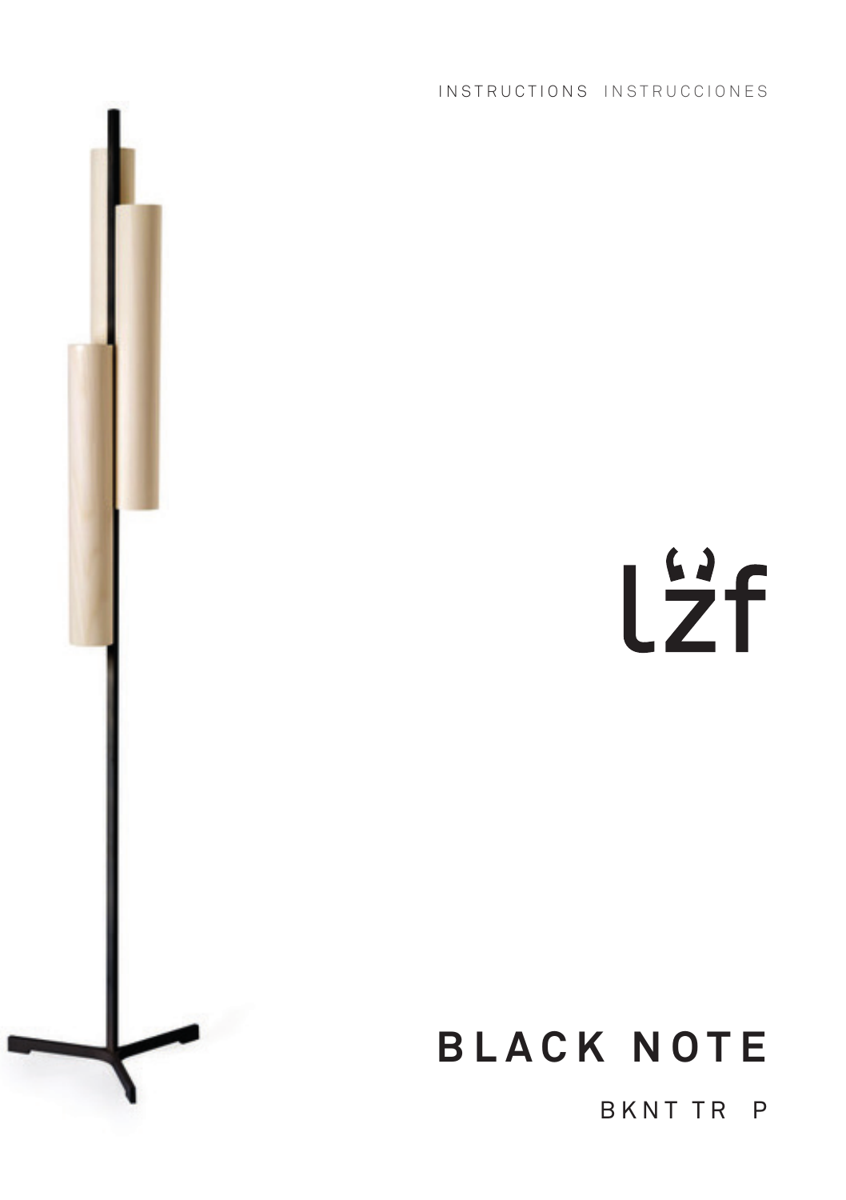INSTRUCTIONS INSTRUCCIONES

lzf

# BLACK NOTE

BKNT TR P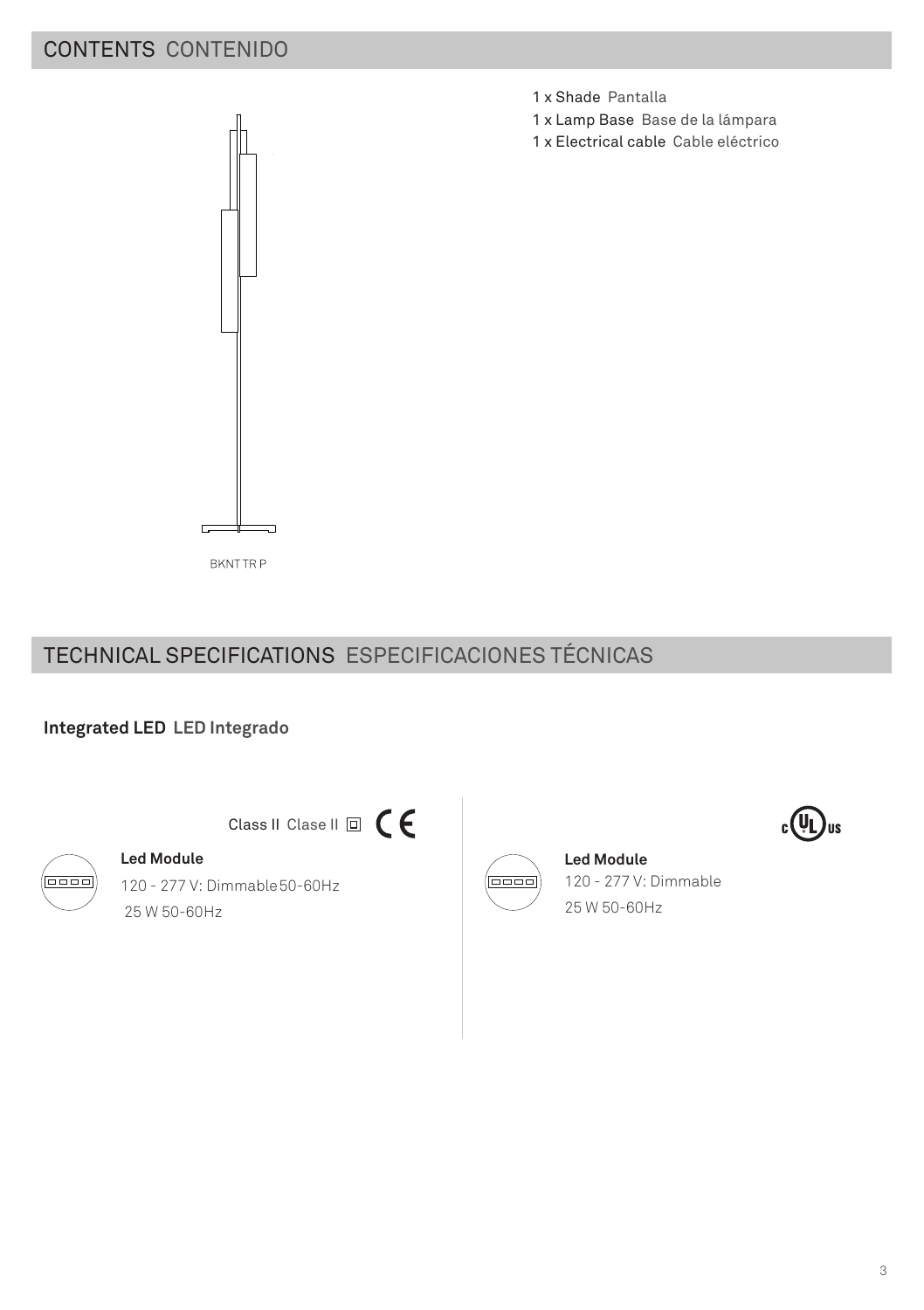## CONTENTS CONTENIDO

- 1 x Shade Pantalla
- 1 x Lamp Base Base de la lámpara
- 1 x Electrical cable Cable eléctrico

BKNT TR P

## TECHNICAL SPECIFICATIONS ESPECIFICACIONES TÉCNICAS

**Integrated LED LED Integrado**

Class II Clase II

**Led Module**

120 - 277 V: Dimmable 50-60Hz

25 W 50-60Hz

**Led Module**

120 - 277 V: Dimmable

25 W 50-60Hz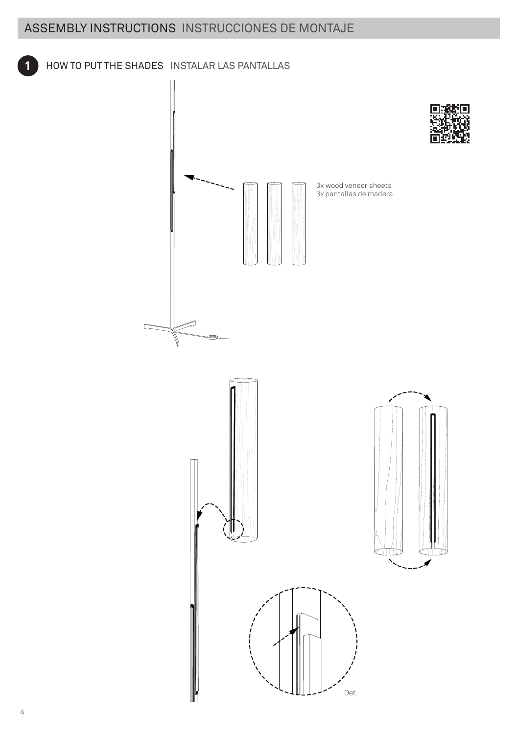# ASSEMBLY INSTRUCTIONS INSTRUCCIONES DE MONTAJE

## 1 HOW TO PUT THE SHADES INSTALAR LAS PANTALLAS

3x wood veneer sheets
3x pantallas de madera

Det.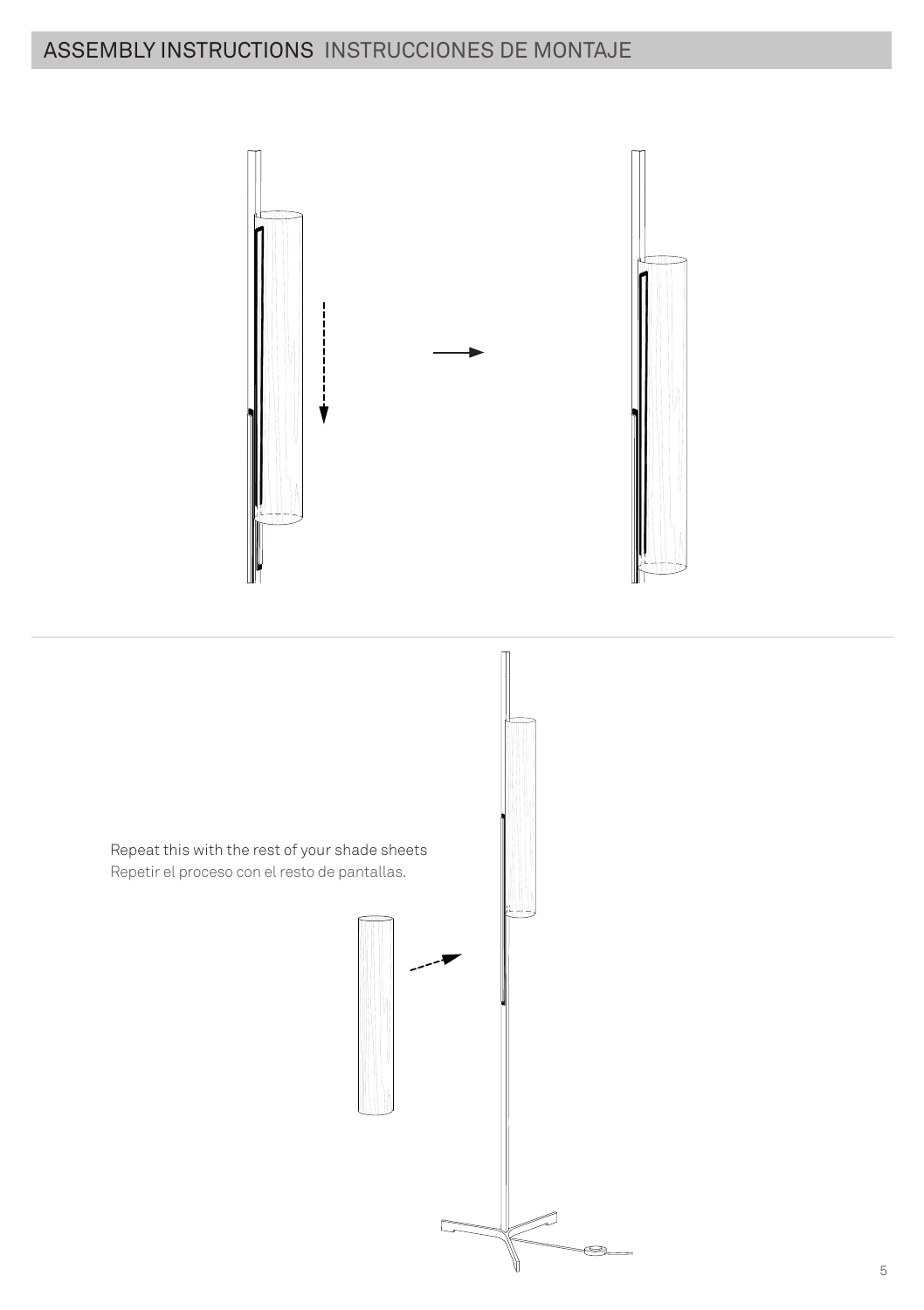## ASSEMBLY INSTRUCTIONS INSTRUCCIONES DE MONTAJE

Repeat this with the rest of your shade sheets
Repetir el proceso con el resto de pantallas.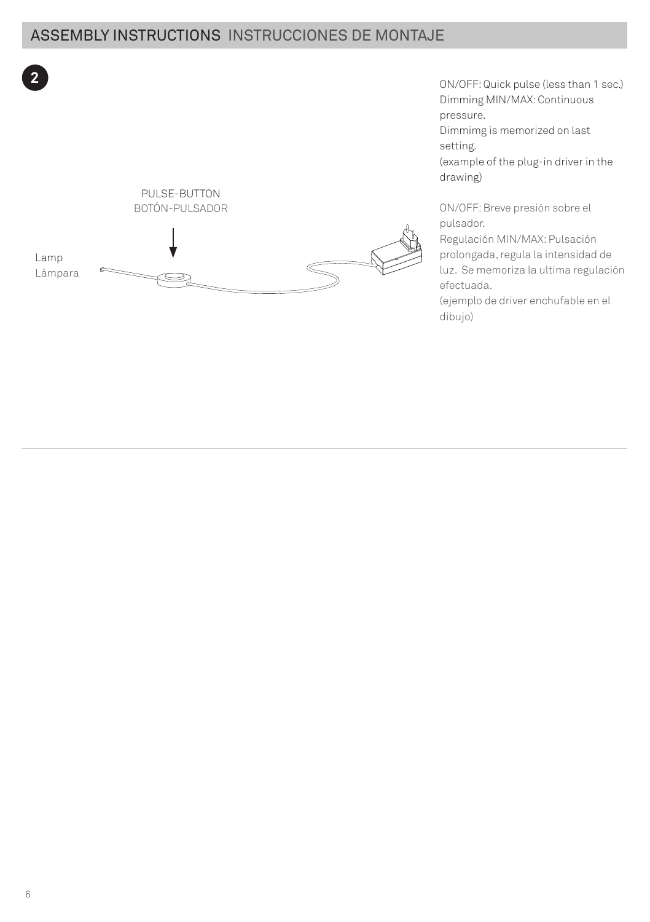## ASSEMBLY INSTRUCTIONS INSTRUCCIONES DE MONTAJE

**2**

PULSE-BUTTON
BOTÓN-PULSADOR

Lamp
Lámpara

ON/OFF: Quick pulse (less than 1 sec.)
Dimming MIN/MAX: Continuous pressure.
Dimmimg is memorized on last setting.
(example of the plug-in driver in the drawing)

ON/OFF: Breve presión sobre el pulsador.
Regulación MIN/MAX: Pulsación prolongada, regula la intensidad de luz. Se memoriza la ultima regulación efectuada.
(ejemplo de driver enchufable en el dibujo)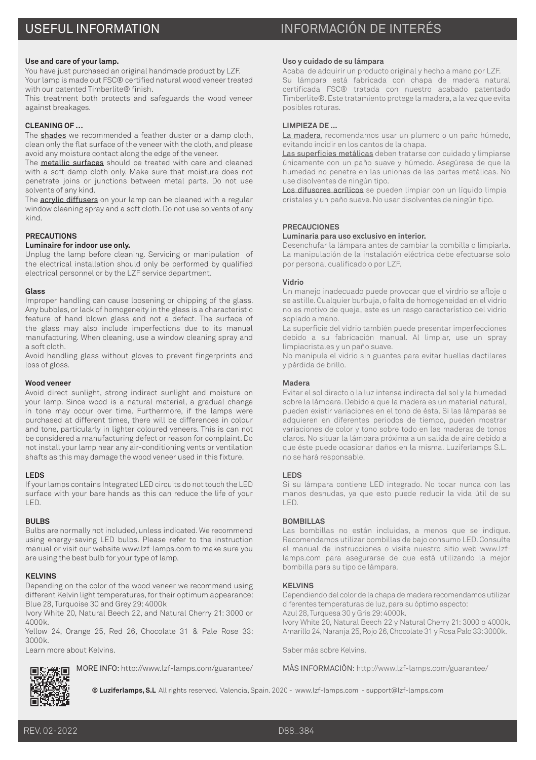## USEFUL INFORMATION

**Use and care of your lamp.**

You have just purchased an original handmade product by LZF.
Your lamp is made out FSC® certified natural wood veneer treated with our patented Timberlite® finish.
This treatment both protects and safeguards the wood veneer against breakages.

**CLEANING OF ...**

The shades we recommended a feather duster or a damp cloth, clean only the flat surface of the veneer with the cloth, and please avoid any moisture contact along the edge of the veneer.
The metallic surfaces should be treated with care and cleaned with a soft damp cloth only. Make sure that moisture does not penetrate joins or junctions between metal parts. Do not use solvents of any kind.
The acrylic diffusers on your lamp can be cleaned with a regular window cleaning spray and a soft cloth. Do not use solvents of any kind.

**PRECAUTIONS**

**Luminaire for indoor use only.**

Unplug the lamp before cleaning. Servicing or manipulation of the electrical installation should only be performed by qualified electrical personnel or by the LZF service department.

**Glass**

Improper handling can cause loosening or chipping of the glass. Any bubbles, or lack of homogeneity in the glass is a characteristic feature of hand blown glass and not a defect. The surface of the glass may also include imperfections due to its manual manufacturing. When cleaning, use a window cleaning spray and a soft cloth.
Avoid handling glass without gloves to prevent fingerprints and loss of gloss.

**Wood veneer**

Avoid direct sunlight, strong indirect sunlight and moisture on your lamp. Since wood is a natural material, a gradual change in tone may occur over time. Furthermore, if the lamps were purchased at different times, there will be differences in colour and tone, particularly in lighter coloured veneers. This is can not be considered a manufacturing defect or reason for complaint. Do not install your lamp near any air-conditioning vents or ventilation shafts as this may damage the wood veneer used in this fixture.

**LEDS**

If your lamps contains Integrated LED circuits do not touch the LED surface with your bare hands as this can reduce the life of your LED.

**BULBS**

Bulbs are normally not included, unless indicated. We recommend using energy-saving LED bulbs. Please refer to the instruction manual or visit our website www.lzf-lamps.com to make sure you are using the best bulb for your type of lamp.

**KELVINS**

Depending on the color of the wood veneer we recommend using different Kelvin light temperatures, for their optimum appearance:
Blue 28, Turquoise 30 and Grey 29: 4000k
Ivory White 20, Natural Beech 22, and Natural Cherry 21: 3000 or 4000k.
Yellow 24, Orange 25, Red 26, Chocolate 31 & Pale Rose 33: 3000k.
Learn more about Kelvins.

MORE INFO: http://www.lzf-lamps.com/guarantee/

## INFORMACIÓN DE INTERÉS

**Uso y cuidado de su lámpara**

Acaba de adquirir un producto original y hecho a mano por LZF.
Su lámpara está fabricada con chapa de madera natural certificada FSC® tratada con nuestro acabado patentado Timberlite®. Este tratamiento protege la madera, a la vez que evita posibles roturas.

**LIMPIEZA DE ...**

La madera, recomendamos usar un plumero o un paño húmedo, evitando incidir en los cantos de la chapa.
Las superficies metálicas deben tratarse con cuidado y limpiarse únicamente con un paño suave y húmedo. Asegúrese de que la humedad no penetre en las uniones de las partes metálicas. No use disolventes de ningún tipo.
Los difusores acrílicos se pueden limpiar con un líquido limpia cristales y un paño suave. No usar disolventes de ningún tipo.

**PRECAUCIONES**

**Luminaria para uso exclusivo en interior.**

Desenchufar la lámpara antes de cambiar la bombilla o limpiarla. La manipulación de la instalación eléctrica debe efectuarse solo por personal cualificado o por LZF.

**Vidrio**

Un manejo inadecuado puede provocar que el virdrio se afloje o se astille. Cualquier burbuja, o falta de homogeneidad en el vidrio no es motivo de queja, este es un rasgo característico del vidrio soplado a mano.
La superficie del vidrio también puede presentar imperfecciones debido a su fabricación manual. Al limpiar, use un spray limpiacristales y un paño suave.
No manipule el vidrio sin guantes para evitar huellas dactilares y pérdida de brillo.

**Madera**

Evitar el sol directo o la luz intensa indirecta del sol y la humedad sobre la lámpara. Debido a que la madera es un material natural, pueden existir variaciones en el tono de ésta. Si las lámparas se adquieren en diferentes periodos de tiempo, pueden mostrar variaciones de color y tono sobre todo en las maderas de tonos claros. No situar la lámpara próxima a un salida de aire debido a que éste puede ocasionar daños en la misma. Luziferlamps S.L. no se hará responsable.

**LEDS**

Si su lámpara contiene LED integrado. No tocar nunca con las manos desnudas, ya que esto puede reducir la vida útil de su LED.

**BOMBILLAS**

Las bombillas no están incluidas, a menos que se indique. Recomendamos utilizar bombillas de bajo consumo LED. Consulte el manual de instrucciones o visite nuestro sitio web www.lzf-lamps.com para asegurarse de que está utilizando la mejor bombilla para su tipo de lámpara.

**KELVINS**

Dependiendo del color de la chapa de madera recomendamos utilizar diferentes temperaturas de luz, para su óptimo aspecto:
Azul 28, Turquesa 30 y Gris 29: 4000k.
Ivory White 20, Natural Beech 22 y Natural Cherry 21: 3000 o 4000k.
Amarillo 24, Naranja 25, Rojo 26, Chocolate 31 y Rosa Palo 33: 3000k.

Saber más sobre Kelvins.

MÁS INFORMACIÓN: http://www.lzf-lamps.com/guarantee/

**© Luziferlamps, S.L** All rights reserved. Valencia, Spain. 2020 - www.lzf-lamps.com - support@lzf-lamps.com

REV. 02-2022

D88_384